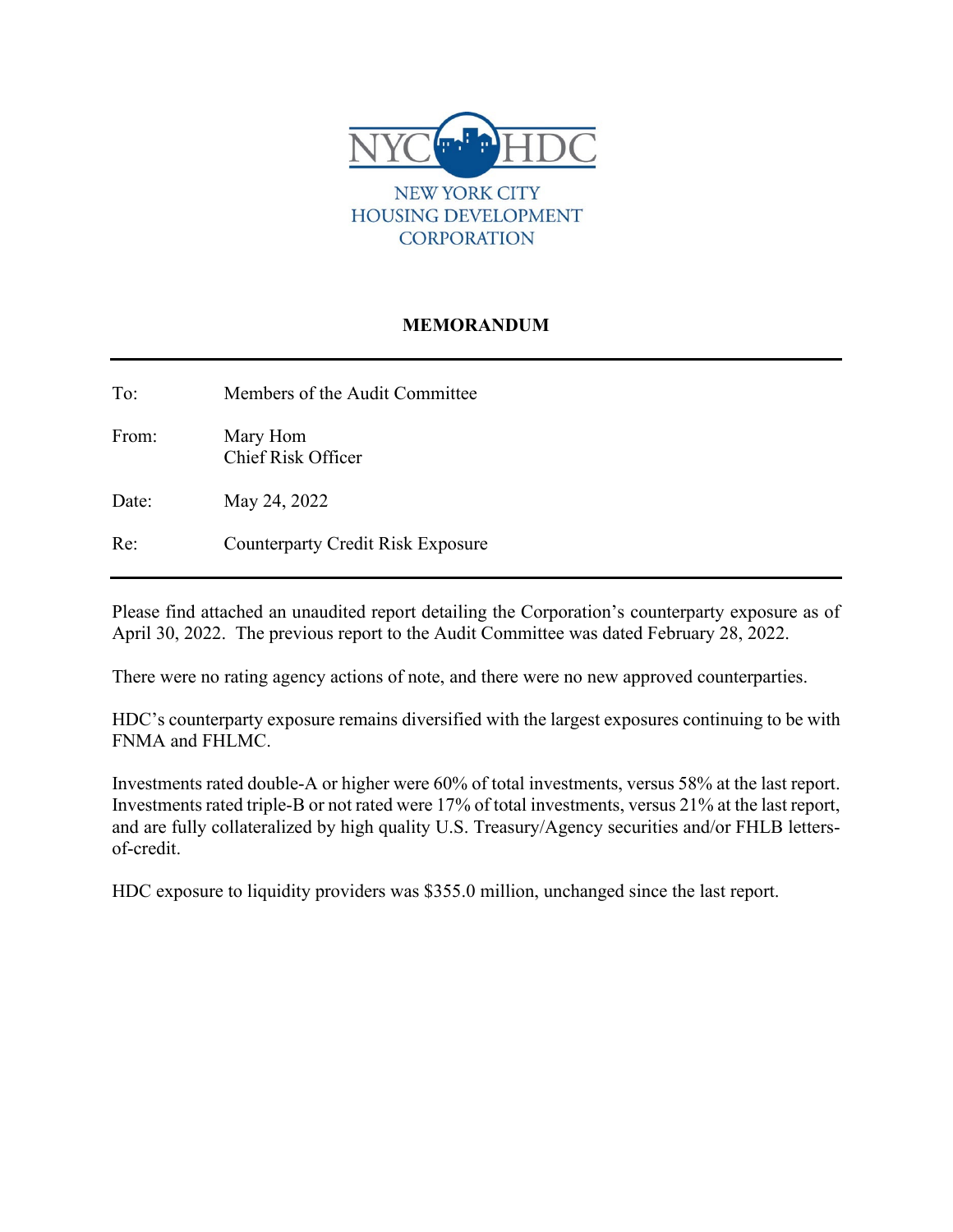NYC HDC

NEW YORK CITY
HOUSING DEVELOPMENT
CORPORATION

## MEMORANDUM

| | |
|---|---|
| To: | Members of the Audit Committee |
| From: | Mary Hom<br>Chief Risk Officer |
| Date: | May 24, 2022 |
| Re: | Counterparty Credit Risk Exposure |

Please find attached an unaudited report detailing the Corporation's counterparty exposure as of April 30, 2022. The previous report to the Audit Committee was dated February 28, 2022.

There were no rating agency actions of note, and there were no new approved counterparties.

HDC's counterparty exposure remains diversified with the largest exposures continuing to be with FNMA and FHLMC.

Investments rated double-A or higher were 60% of total investments, versus 58% at the last report. Investments rated triple-B or not rated were 17% of total investments, versus 21% at the last report, and are fully collateralized by high quality U.S. Treasury/Agency securities and/or FHLB letters-of-credit.

HDC exposure to liquidity providers was $355.0 million, unchanged since the last report.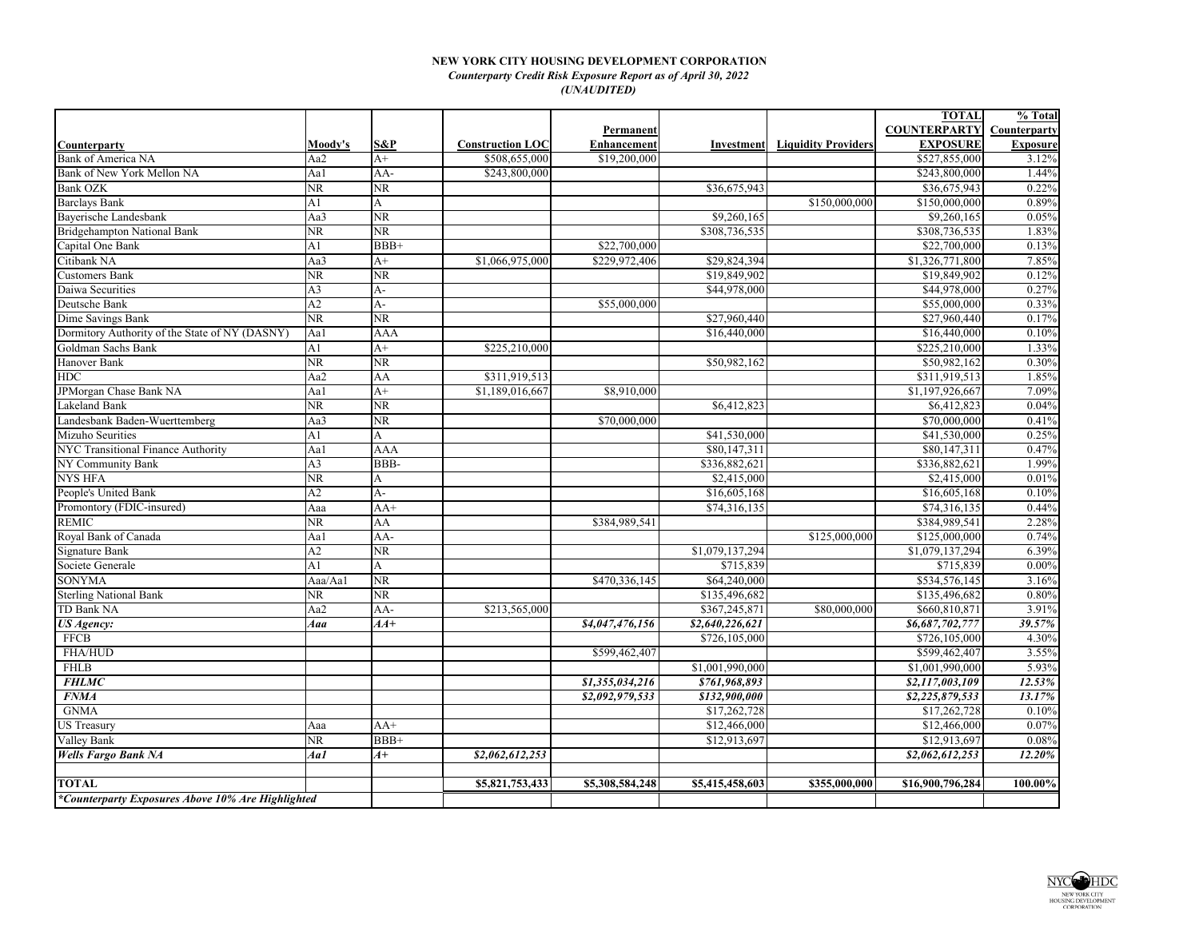**NEW YORK CITY HOUSING DEVELOPMENT CORPORATION**

***Counterparty Credit Risk Exposure Report as of April 30, 2022***

***(UNAUDITED)***

| Counterparty | Moody's | S&P | Construction LOC | Permanent Enhancement | Investment | Liquidity Providers | TOTAL COUNTERPARTY EXPOSURE | % Total Counterparty Exposure |
|---|---|---|---|---|---|---|---|---|
| Bank of America NA | Aa2 | A+ | $508,655,000 | $19,200,000 | | | $527,855,000 | 3.12% |
| Bank of New York Mellon NA | Aa1 | AA- | $243,800,000 | | | | $243,800,000 | 1.44% |
| Bank OZK | NR | NR | | | $36,675,943 | | $36,675,943 | 0.22% |
| Barclays Bank | A1 | A | | | | $150,000,000 | $150,000,000 | 0.89% |
| Bayerische Landesbank | Aa3 | NR | | | $9,260,165 | | $9,260,165 | 0.05% |
| Bridgehampton National Bank | NR | NR | | | $308,736,535 | | $308,736,535 | 1.83% |
| Capital One Bank | A1 | BBB+ | | $22,700,000 | | | $22,700,000 | 0.13% |
| Citibank NA | Aa3 | A+ | $1,066,975,000 | $229,972,406 | $29,824,394 | | $1,326,771,800 | 7.85% |
| Customers Bank | NR | NR | | | $19,849,902 | | $19,849,902 | 0.12% |
| Daiwa Securities | A3 | A- | | | $44,978,000 | | $44,978,000 | 0.27% |
| Deutsche Bank | A2 | A- | | $55,000,000 | | | $55,000,000 | 0.33% |
| Dime Savings Bank | NR | NR | | | $27,960,440 | | $27,960,440 | 0.17% |
| Dormitory Authority of the State of NY (DASNY) | Aa1 | AAA | | | $16,440,000 | | $16,440,000 | 0.10% |
| Goldman Sachs Bank | A1 | A+ | $225,210,000 | | | | $225,210,000 | 1.33% |
| Hanover Bank | NR | NR | | | $50,982,162 | | $50,982,162 | 0.30% |
| HDC | Aa2 | AA | $311,919,513 | | | | $311,919,513 | 1.85% |
| JPMorgan Chase Bank NA | Aa1 | A+ | $1,189,016,667 | $8,910,000 | | | $1,197,926,667 | 7.09% |
| Lakeland Bank | NR | NR | | | $6,412,823 | | $6,412,823 | 0.04% |
| Landesbank Baden-Wuerttemberg | Aa3 | NR | | $70,000,000 | | | $70,000,000 | 0.41% |
| Mizuho Seurities | A1 | A | | | $41,530,000 | | $41,530,000 | 0.25% |
| NYC Transitional Finance Authority | Aa1 | AAA | | | $80,147,311 | | $80,147,311 | 0.47% |
| NY Community Bank | A3 | BBB- | | | $336,882,621 | | $336,882,621 | 1.99% |
| NYS HFA | NR | A | | | $2,415,000 | | $2,415,000 | 0.01% |
| People's United Bank | A2 | A- | | | $16,605,168 | | $16,605,168 | 0.10% |
| Promontory (FDIC-insured) | Aaa | AA+ | | | $74,316,135 | | $74,316,135 | 0.44% |
| REMIC | NR | AA | | $384,989,541 | | | $384,989,541 | 2.28% |
| Royal Bank of Canada | Aa1 | AA- | | | | $125,000,000 | $125,000,000 | 0.74% |
| Signature Bank | A2 | NR | | | $1,079,137,294 | | $1,079,137,294 | 6.39% |
| Societe Generale | A1 | A | | | $715,839 | | $715,839 | 0.00% |
| SONYMA | Aaa/Aa1 | NR | | $470,336,145 | $64,240,000 | | $534,576,145 | 3.16% |
| Sterling National Bank | NR | NR | | | $135,496,682 | | $135,496,682 | 0.80% |
| TD Bank NA | Aa2 | AA- | $213,565,000 | | $367,245,871 | $80,000,000 | $660,810,871 | 3.91% |
| ***US Agency:*** | ***Aaa*** | ***AA+*** | | ***$4,047,476,156*** | ***$2,640,226,621*** | | ***$6,687,702,777*** | ***39.57%*** |
| FFCB | | | | | $726,105,000 | | $726,105,000 | 4.30% |
| FHA/HUD | | | | $599,462,407 | | | $599,462,407 | 3.55% |
| FHLB | | | | | $1,001,990,000 | | $1,001,990,000 | 5.93% |
| ***FHLMC*** | | | | ***$1,355,034,216*** | ***$761,968,893*** | | ***$2,117,003,109*** | ***12.53%*** |
| ***FNMA*** | | | | ***$2,092,979,533*** | ***$132,900,000*** | | ***$2,225,879,533*** | ***13.17%*** |
| GNMA | | | | | $17,262,728 | | $17,262,728 | 0.10% |
| US Treasury | Aaa | AA+ | | | $12,466,000 | | $12,466,000 | 0.07% |
| Valley Bank | NR | BBB+ | | | $12,913,697 | | $12,913,697 | 0.08% |
| ***Wells Fargo Bank NA*** | ***Aa1*** | ***A+*** | ***$2,062,612,253*** | | | | ***$2,062,612,253*** | ***12.20%*** |
| **TOTAL** | | | **$5,821,753,433** | **$5,308,584,248** | **$5,415,458,603** | **$355,000,000** | **$16,900,796,284** | **100.00%** |

***Counterparty Exposures Above 10% Are Highlighted**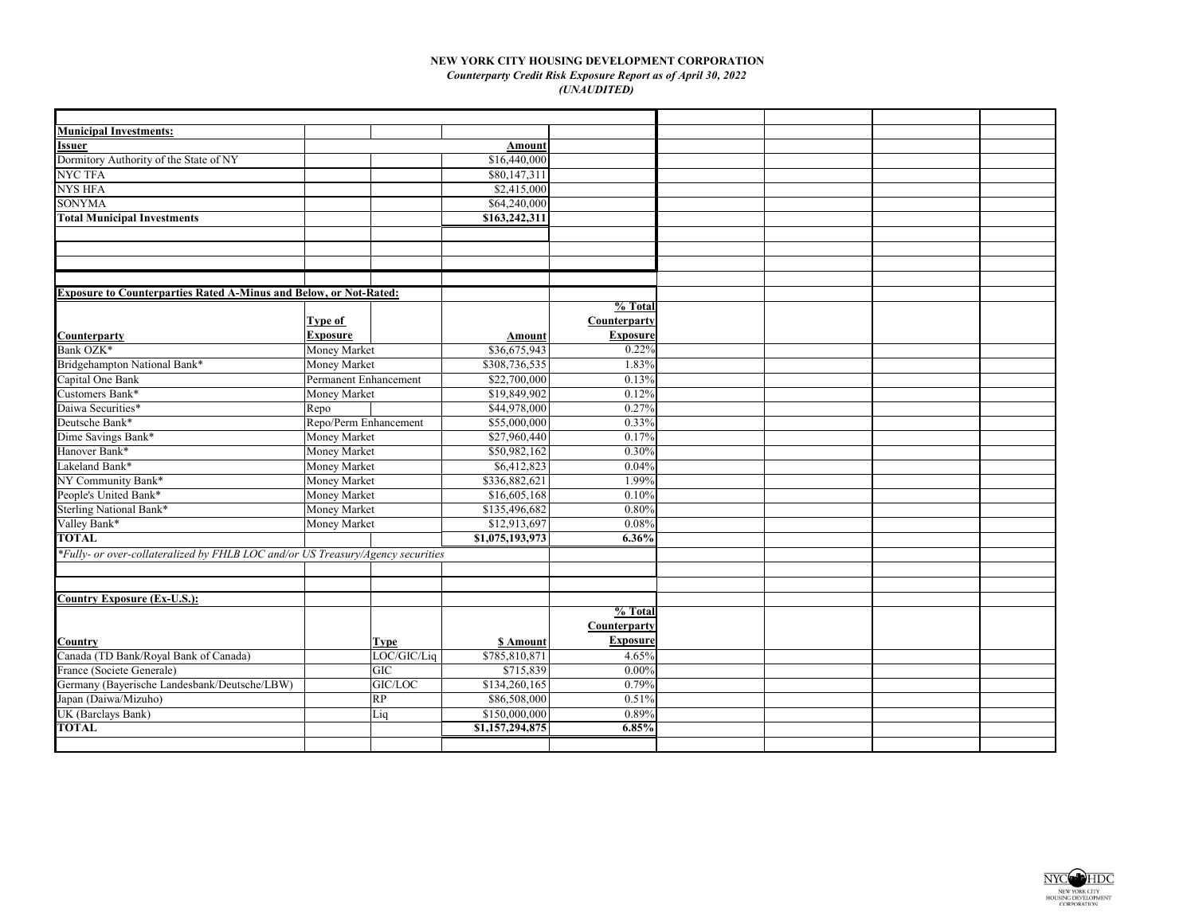**NEW YORK CITY HOUSING DEVELOPMENT CORPORATION**

***Counterparty Credit Risk Exposure Report as of April 30, 2022***

***(UNAUDITED)***

**Municipal Investments:**

| Issuer | Amount |
|---|---|
| Dormitory Authority of the State of NY | $16,440,000 |
| NYC TFA | $80,147,311 |
| NYS HFA | $2,415,000 |
| SONYMA | $64,240,000 |
| **Total Municipal Investments** | **$163,242,311** |

**Exposure to Counterparties Rated A-Minus and Below, or Not-Rated:**

| Counterparty | Type of Exposure | Amount | % Total Counterparty Exposure |
|---|---|---|---|
| Bank OZK* | Money Market | $36,675,943 | 0.22% |
| Bridgehampton National Bank* | Money Market | $308,736,535 | 1.83% |
| Capital One Bank | Permanent Enhancement | $22,700,000 | 0.13% |
| Customers Bank* | Money Market | $19,849,902 | 0.12% |
| Daiwa Securities* | Repo | $44,978,000 | 0.27% |
| Deutsche Bank* | Repo/Perm Enhancement | $55,000,000 | 0.33% |
| Dime Savings Bank* | Money Market | $27,960,440 | 0.17% |
| Hanover Bank* | Money Market | $50,982,162 | 0.30% |
| Lakeland Bank* | Money Market | $6,412,823 | 0.04% |
| NY Community Bank* | Money Market | $336,882,621 | 1.99% |
| People's United Bank* | Money Market | $16,605,168 | 0.10% |
| Sterling National Bank* | Money Market | $135,496,682 | 0.80% |
| Valley Bank* | Money Market | $12,913,697 | 0.08% |
| **TOTAL** | | **$1,075,193,973** | **6.36%** |

*\*Fully- or over-collateralized by FHLB LOC and/or US Treasury/Agency securities*

**Country Exposure (Ex-U.S.):**

| Country | Type | $ Amount | % Total Counterparty Exposure |
|---|---|---|---|
| Canada (TD Bank/Royal Bank of Canada) | LOC/GIC/Liq | $785,810,871 | 4.65% |
| France (Societe Generale) | GIC | $715,839 | 0.00% |
| Germany (Bayerische Landesbank/Deutsche/LBW) | GIC/LOC | $134,260,165 | 0.79% |
| Japan (Daiwa/Mizuho) | RP | $86,508,000 | 0.51% |
| UK (Barclays Bank) | Liq | $150,000,000 | 0.89% |
| **TOTAL** | | **$1,157,294,875** | **6.85%** |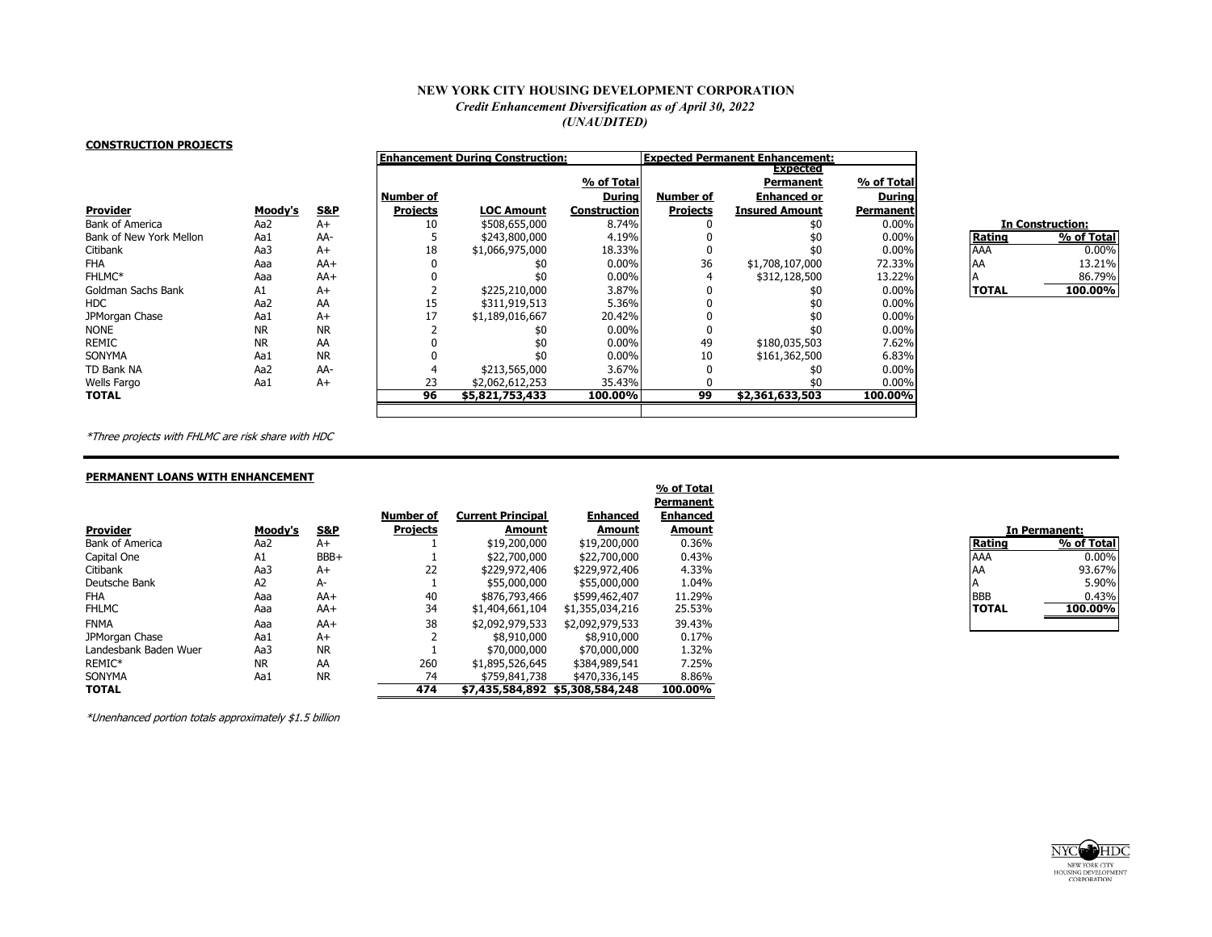# NEW YORK CITY HOUSING DEVELOPMENT CORPORATION

*Credit Enhancement Diversification as of April 30, 2022*

*(UNAUDITED)*

## CONSTRUCTION PROJECTS

| | | | Enhancement During Construction: | | | Expected Permanent Enhancement: | | |
|---|---|---|---|---|---|---|---|---|
| **Provider** | **Moody's** | **S&P** | **Number of Projects** | **LOC Amount** | **% of Total During Construction** | **Number of Projects** | **Expected Permanent Enhanced or Insured Amount** | **% of Total During Permanent** |
| Bank of America | Aa2 | A+ | 10 | $508,655,000 | 8.74% | 0 | $0 | 0.00% |
| Bank of New York Mellon | Aa1 | AA- | 5 | $243,800,000 | 4.19% | 0 | $0 | 0.00% |
| Citibank | Aa3 | A+ | 18 | $1,066,975,000 | 18.33% | 0 | $0 | 0.00% |
| FHA | Aaa | AA+ | 0 | $0 | 0.00% | 36 | $1,708,107,000 | 72.33% |
| FHLMC* | Aaa | AA+ | 0 | $0 | 0.00% | 4 | $312,128,500 | 13.22% |
| Goldman Sachs Bank | A1 | A+ | 2 | $225,210,000 | 3.87% | 0 | $0 | 0.00% |
| HDC | Aa2 | AA | 15 | $311,919,513 | 5.36% | 0 | $0 | 0.00% |
| JPMorgan Chase | Aa1 | A+ | 17 | $1,189,016,667 | 20.42% | 0 | $0 | 0.00% |
| NONE | NR | NR | 2 | $0 | 0.00% | 0 | $0 | 0.00% |
| REMIC | NR | AA | 0 | $0 | 0.00% | 49 | $180,035,503 | 7.62% |
| SONYMA | Aa1 | NR | 0 | $0 | 0.00% | 10 | $161,362,500 | 6.83% |
| TD Bank NA | Aa2 | AA- | 4 | $213,565,000 | 3.67% | 0 | $0 | 0.00% |
| Wells Fargo | Aa1 | A+ | 23 | $2,062,612,253 | 35.43% | 0 | $0 | 0.00% |
| **TOTAL** | | | **96** | **$5,821,753,433** | **100.00%** | **99** | **$2,361,633,503** | **100.00%** |

| In Construction: | |
|---|---|
| **Rating** | **% of Total** |
| AAA | 0.00% |
| AA | 13.21% |
| A | 86.79% |
| **TOTAL** | **100.00%** |

*\*Three projects with FHLMC are risk share with HDC*

## PERMANENT LOANS WITH ENHANCEMENT

| **Provider** | **Moody's** | **S&P** | **Number of Projects** | **Current Principal Amount** | **Enhanced Amount** | **% of Total Permanent Enhanced Amount** |
|---|---|---|---|---|---|---|
| Bank of America | Aa2 | A+ | 1 | $19,200,000 | $19,200,000 | 0.36% |
| Capital One | A1 | BBB+ | 1 | $22,700,000 | $22,700,000 | 0.43% |
| Citibank | Aa3 | A+ | 22 | $229,972,406 | $229,972,406 | 4.33% |
| Deutsche Bank | A2 | A- | 1 | $55,000,000 | $55,000,000 | 1.04% |
| FHA | Aaa | AA+ | 40 | $876,793,466 | $599,462,407 | 11.29% |
| FHLMC | Aaa | AA+ | 34 | $1,404,661,104 | $1,355,034,216 | 25.53% |
| FNMA | Aaa | AA+ | 38 | $2,092,979,533 | $2,092,979,533 | 39.43% |
| JPMorgan Chase | Aa1 | A+ | 2 | $8,910,000 | $8,910,000 | 0.17% |
| Landesbank Baden Wuer | Aa3 | NR | 1 | $70,000,000 | $70,000,000 | 1.32% |
| REMIC* | NR | AA | 260 | $1,895,526,645 | $384,989,541 | 7.25% |
| SONYMA | Aa1 | NR | 74 | $759,841,738 | $470,336,145 | 8.86% |
| **TOTAL** | | | **474** | **$7,435,584,892** | **$5,308,584,248** | **100.00%** |

| In Permanent: | |
|---|---|
| **Rating** | **% of Total** |
| AAA | 0.00% |
| AA | 93.67% |
| A | 5.90% |
| BBB | 0.43% |
| **TOTAL** | **100.00%** |

*\*Unenhanced portion totals approximately $1.5 billion*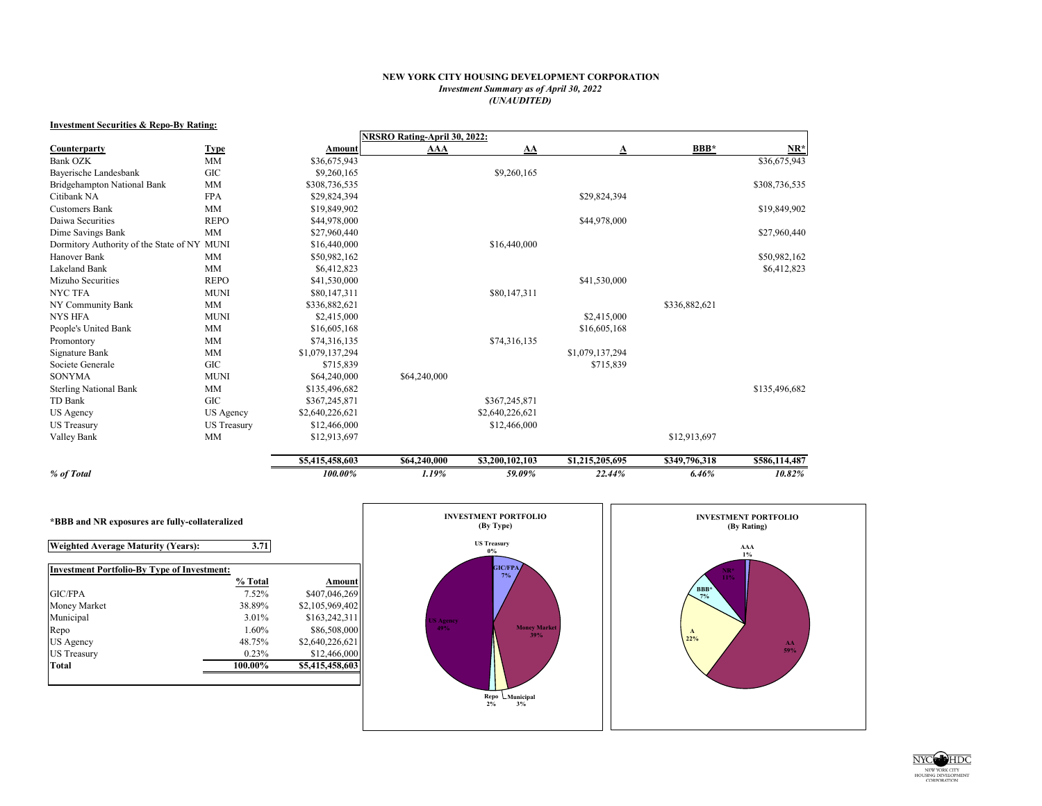# NEW YORK CITY HOUSING DEVELOPMENT CORPORATION

*Investment Summary as of April 30, 2022*

*(UNAUDITED)*

**Investment Securities & Repo-By Rating:**

| | | | NRSRO Rating-April 30, 2022: | | | | |
|---|---|---|---|---|---|---|---|
| **Counterparty** | **Type** | **Amount** | **AAA** | **AA** | **A** | **BBB*** | **NR*** |
| Bank OZK | MM | $36,675,943 | | | | | $36,675,943 |
| Bayerische Landesbank | GIC | $9,260,165 | | $9,260,165 | | | |
| Bridgehampton National Bank | MM | $308,736,535 | | | | | $308,736,535 |
| Citibank NA | FPA | $29,824,394 | | | $29,824,394 | | |
| Customers Bank | MM | $19,849,902 | | | | | $19,849,902 |
| Daiwa Securities | REPO | $44,978,000 | | | $44,978,000 | | |
| Dime Savings Bank | MM | $27,960,440 | | | | | $27,960,440 |
| Dormitory Authority of the State of NY | MUNI | $16,440,000 | | $16,440,000 | | | |
| Hanover Bank | MM | $50,982,162 | | | | | $50,982,162 |
| Lakeland Bank | MM | $6,412,823 | | | | | $6,412,823 |
| Mizuho Securities | REPO | $41,530,000 | | | $41,530,000 | | |
| NYC TFA | MUNI | $80,147,311 | | $80,147,311 | | | |
| NY Community Bank | MM | $336,882,621 | | | | $336,882,621 | |
| NYS HFA | MUNI | $2,415,000 | | | $2,415,000 | | |
| People's United Bank | MM | $16,605,168 | | | $16,605,168 | | |
| Promontory | MM | $74,316,135 | | $74,316,135 | | | |
| Signature Bank | MM | $1,079,137,294 | | | $1,079,137,294 | | |
| Societe Generale | GIC | $715,839 | | | $715,839 | | |
| SONYMA | MUNI | $64,240,000 | $64,240,000 | | | | |
| Sterling National Bank | MM | $135,496,682 | | | | | $135,496,682 |
| TD Bank | GIC | $367,245,871 | | $367,245,871 | | | |
| US Agency | US Agency | $2,640,226,621 | | $2,640,226,621 | | | |
| US Treasury | US Treasury | $12,466,000 | | $12,466,000 | | | |
| Valley Bank | MM | $12,913,697 | | | | $12,913,697 | |
| | | **$5,415,458,603** | **$64,240,000** | **$3,200,102,103** | **$1,215,205,695** | **$349,796,318** | **$586,114,487** |
| ***% of Total*** | | ***100.00%*** | ***1.19%*** | ***59.09%*** | ***22.44%*** | ***6.46%*** | ***10.82%*** |

***BBB and NR exposures are fully-collateralized**

| **Weighted Average Maturity (Years):** | **3.71** |
|---|---|

**Investment Portfolio-By Type of Investment:**

| | **% Total** | **Amount** |
|---|---|---|
| GIC/FPA | 7.52% | $407,046,269 |
| Money Market | 38.89% | $2,105,969,402 |
| Municipal | 3.01% | $163,242,311 |
| Repo | 1.60% | $86,508,000 |
| US Agency | 48.75% | $2,640,226,621 |
| US Treasury | 0.23% | $12,466,000 |
| **Total** | **100.00%** | **$5,415,458,603** |

**INVESTMENT PORTFOLIO (By Type)**

US Treasury 0%; GIC/FPA 7%; Money Market 39%; Municipal 3%; Repo 2%; US Agency 49%

**INVESTMENT PORTFOLIO (By Rating)**

AAA 1%; AA 59%; A 22%; BBB* 7%; NR* 11%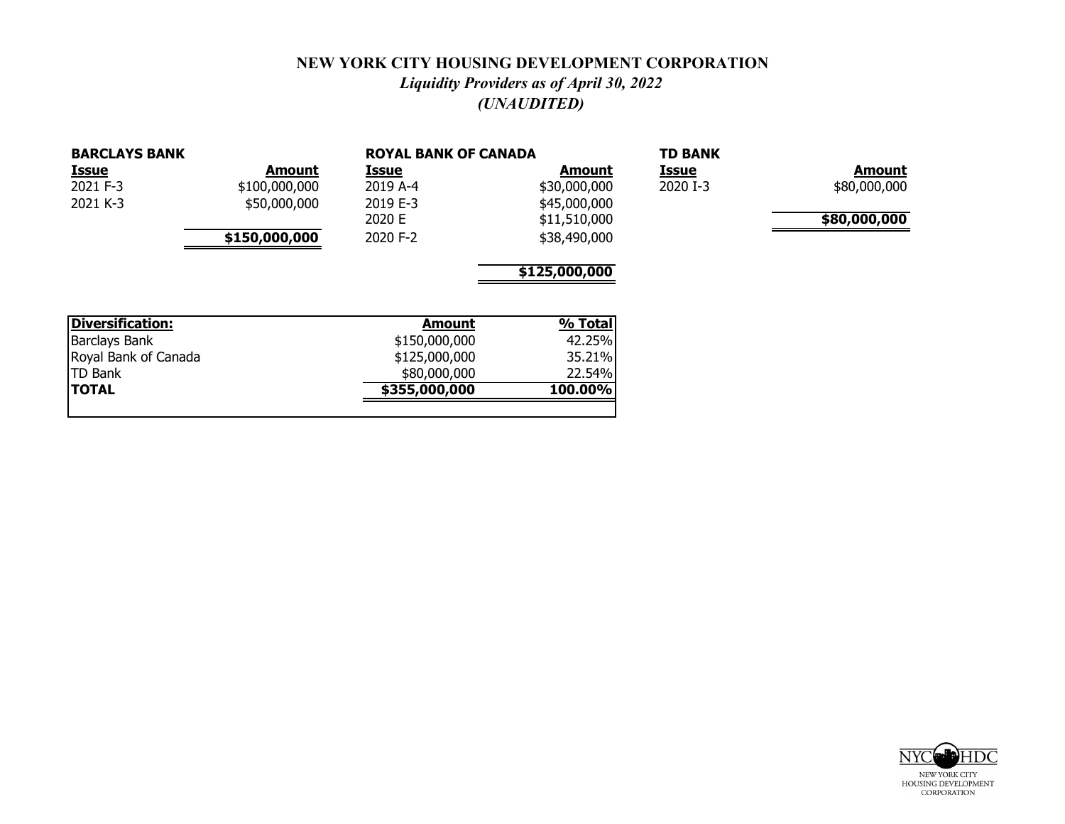# NEW YORK CITY HOUSING DEVELOPMENT CORPORATION

## *Liquidity Providers as of April 30, 2022*

## *(UNAUDITED)*

**BARCLAYS BANK**

| Issue | Amount |
|---|---|
| 2021 F-3 | $100,000,000 |
| 2021 K-3 | $50,000,000 |
| | **$150,000,000** |

**ROYAL BANK OF CANADA**

| Issue | Amount |
|---|---|
| 2019 A-4 | $30,000,000 |
| 2019 E-3 | $45,000,000 |
| 2020 E | $11,510,000 |
| 2020 F-2 | $38,490,000 |
| | **$125,000,000** |

**TD BANK**

| Issue | Amount |
|---|---|
| 2020 I-3 | $80,000,000 |
| | **$80,000,000** |

| Diversification: | Amount | % Total |
|---|---|---|
| Barclays Bank | $150,000,000 | 42.25% |
| Royal Bank of Canada | $125,000,000 | 35.21% |
| TD Bank | $80,000,000 | 22.54% |
| **TOTAL** | **$355,000,000** | **100.00%** |

NYC HDC
NEW YORK CITY HOUSING DEVELOPMENT CORPORATION